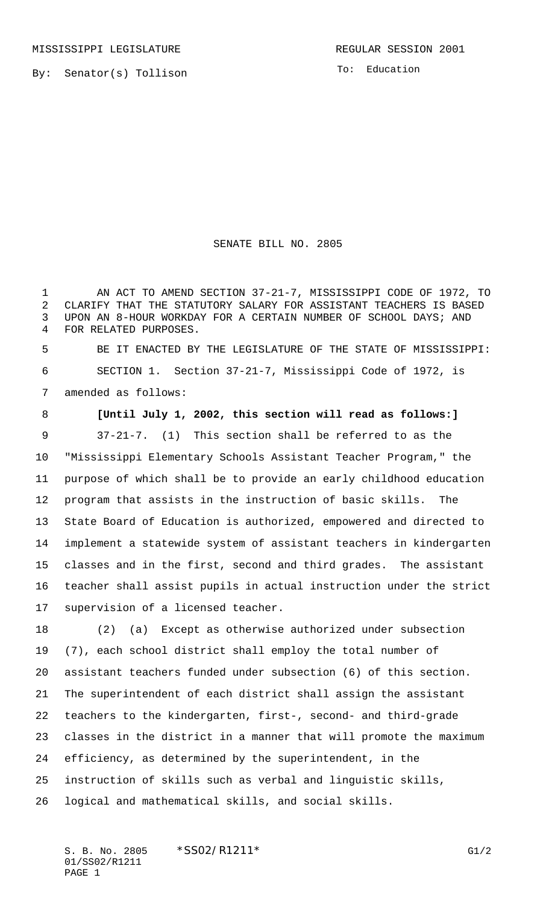MISSISSIPPI LEGISLATURE REGULAR SESSION 2001

By: Senator(s) Tollison

To: Education

# SENATE BILL NO. 2805

AN ACT TO AMEND SECTION 37-21-7, MISSISSIPPI CODE OF 1972, TO CLARIFY THAT THE STATUTORY SALARY FOR ASSISTANT TEACHERS IS BASED UPON AN 8-HOUR WORKDAY FOR A CERTAIN NUMBER OF SCHOOL DAYS; AND FOR RELATED PURPOSES.

BE IT ENACTED BY THE LEGISLATURE OF THE STATE OF MISSISSIPPI:

SECTION 1. Section 37-21-7, Mississippi Code of 1972, is amended as follows:

**[Until July 1, 2002, this section will read as follows:]**

37-21-7. (1) This section shall be referred to as the "Mississippi Elementary Schools Assistant Teacher Program," the purpose of which shall be to provide an early childhood education program that assists in the instruction of basic skills. The State Board of Education is authorized, empowered and directed to implement a statewide system of assistant teachers in kindergarten classes and in the first, second and third grades. The assistant teacher shall assist pupils in actual instruction under the strict supervision of a licensed teacher.

(2) (a) Except as otherwise authorized under subsection (7), each school district shall employ the total number of assistant teachers funded under subsection (6) of this section. The superintendent of each district shall assign the assistant teachers to the kindergarten, first-, second- and third-grade classes in the district in a manner that will promote the maximum efficiency, as determined by the superintendent, in the instruction of skills such as verbal and linguistic skills, logical and mathematical skills, and social skills.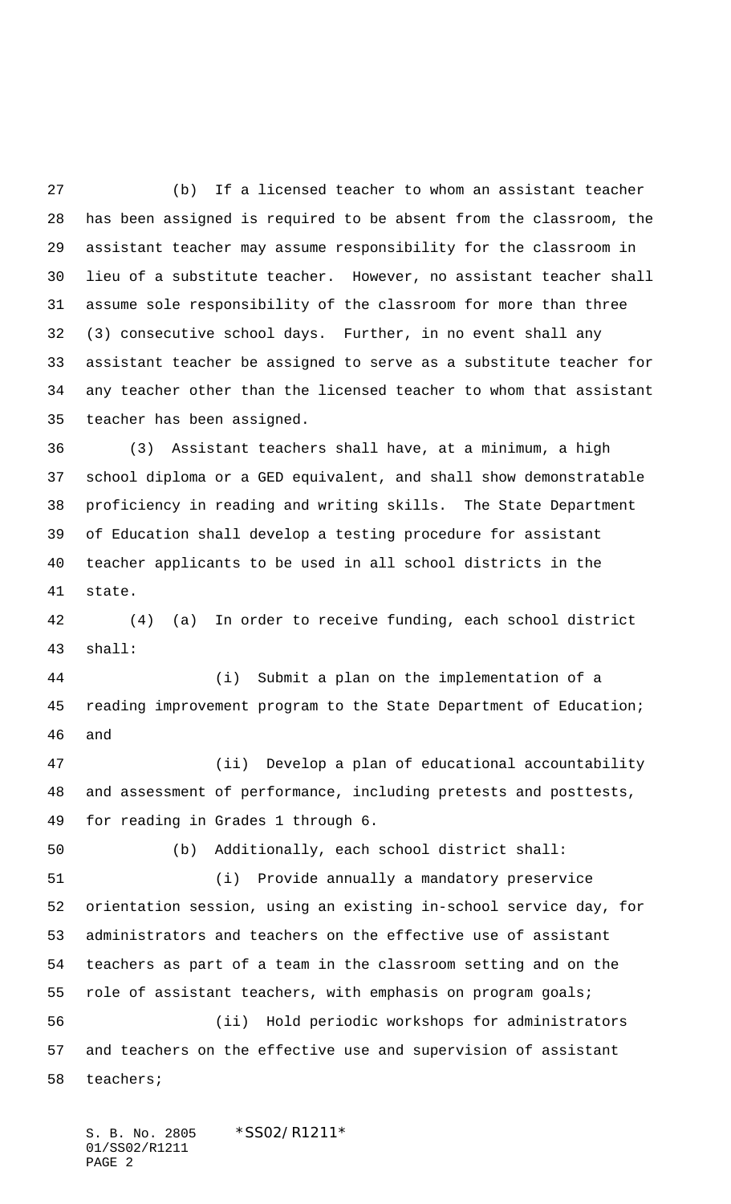(b) If a licensed teacher to whom an assistant teacher has been assigned is required to be absent from the classroom, the assistant teacher may assume responsibility for the classroom in lieu of a substitute teacher. However, no assistant teacher shall assume sole responsibility of the classroom for more than three (3) consecutive school days. Further, in no event shall any assistant teacher be assigned to serve as a substitute teacher for any teacher other than the licensed teacher to whom that assistant teacher has been assigned.

(3) Assistant teachers shall have, at a minimum, a high school diploma or a GED equivalent, and shall show demonstratable proficiency in reading and writing skills. The State Department of Education shall develop a testing procedure for assistant teacher applicants to be used in all school districts in the state.

(4) (a) In order to receive funding, each school district shall:

(i) Submit a plan on the implementation of a reading improvement program to the State Department of Education; and

(ii) Develop a plan of educational accountability and assessment of performance, including pretests and posttests, for reading in Grades 1 through 6.

(b) Additionally, each school district shall:

(i) Provide annually a mandatory preservice orientation session, using an existing in-school service day, for administrators and teachers on the effective use of assistant teachers as part of a team in the classroom setting and on the role of assistant teachers, with emphasis on program goals;

(ii) Hold periodic workshops for administrators and teachers on the effective use and supervision of assistant teachers;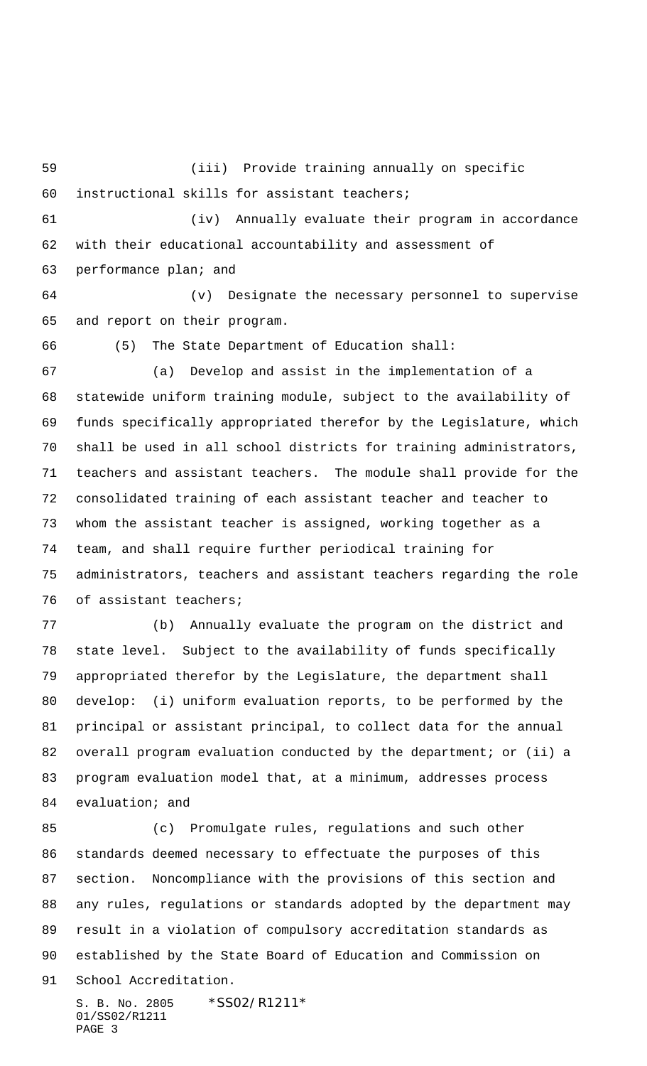(iii) Provide training annually on specific instructional skills for assistant teachers;

(iv) Annually evaluate their program in accordance with their educational accountability and assessment of performance plan; and

(v) Designate the necessary personnel to supervise and report on their program.

(5) The State Department of Education shall:

(a) Develop and assist in the implementation of a statewide uniform training module, subject to the availability of funds specifically appropriated therefor by the Legislature, which shall be used in all school districts for training administrators, teachers and assistant teachers. The module shall provide for the consolidated training of each assistant teacher and teacher to whom the assistant teacher is assigned, working together as a team, and shall require further periodical training for administrators, teachers and assistant teachers regarding the role of assistant teachers;

(b) Annually evaluate the program on the district and state level. Subject to the availability of funds specifically appropriated therefor by the Legislature, the department shall develop: (i) uniform evaluation reports, to be performed by the principal or assistant principal, to collect data for the annual overall program evaluation conducted by the department; or (ii) a program evaluation model that, at a minimum, addresses process evaluation; and

(c) Promulgate rules, regulations and such other standards deemed necessary to effectuate the purposes of this section. Noncompliance with the provisions of this section and any rules, regulations or standards adopted by the department may result in a violation of compulsory accreditation standards as established by the State Board of Education and Commission on School Accreditation.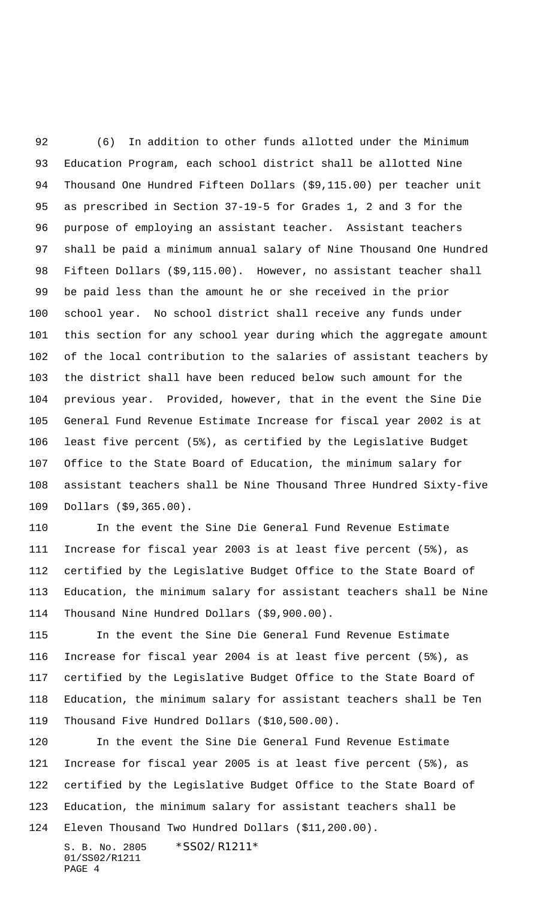(6) In addition to other funds allotted under the Minimum Education Program, each school district shall be allotted Nine Thousand One Hundred Fifteen Dollars ($9,115.00) per teacher unit as prescribed in Section 37-19-5 for Grades 1, 2 and 3 for the purpose of employing an assistant teacher. Assistant teachers shall be paid a minimum annual salary of Nine Thousand One Hundred Fifteen Dollars ($9,115.00). However, no assistant teacher shall be paid less than the amount he or she received in the prior school year. No school district shall receive any funds under this section for any school year during which the aggregate amount of the local contribution to the salaries of assistant teachers by the district shall have been reduced below such amount for the previous year. Provided, however, that in the event the Sine Die General Fund Revenue Estimate Increase for fiscal year 2002 is at least five percent (5%), as certified by the Legislative Budget Office to the State Board of Education, the minimum salary for assistant teachers shall be Nine Thousand Three Hundred Sixty-five Dollars ($9,365.00).

In the event the Sine Die General Fund Revenue Estimate Increase for fiscal year 2003 is at least five percent (5%), as certified by the Legislative Budget Office to the State Board of Education, the minimum salary for assistant teachers shall be Nine Thousand Nine Hundred Dollars ($9,900.00).

In the event the Sine Die General Fund Revenue Estimate Increase for fiscal year 2004 is at least five percent (5%), as certified by the Legislative Budget Office to the State Board of Education, the minimum salary for assistant teachers shall be Ten Thousand Five Hundred Dollars ($10,500.00).

In the event the Sine Die General Fund Revenue Estimate Increase for fiscal year 2005 is at least five percent (5%), as certified by the Legislative Budget Office to the State Board of Education, the minimum salary for assistant teachers shall be Eleven Thousand Two Hundred Dollars ($11,200.00).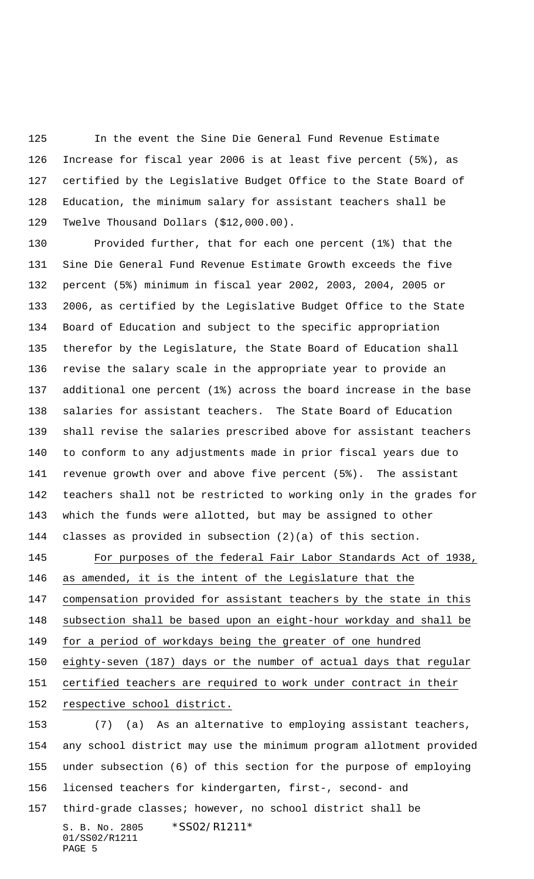In the event the Sine Die General Fund Revenue Estimate Increase for fiscal year 2006 is at least five percent (5%), as certified by the Legislative Budget Office to the State Board of Education, the minimum salary for assistant teachers shall be Twelve Thousand Dollars ($12,000.00).

Provided further, that for each one percent (1%) that the Sine Die General Fund Revenue Estimate Growth exceeds the five percent (5%) minimum in fiscal year 2002, 2003, 2004, 2005 or 2006, as certified by the Legislative Budget Office to the State Board of Education and subject to the specific appropriation therefor by the Legislature, the State Board of Education shall revise the salary scale in the appropriate year to provide an additional one percent (1%) across the board increase in the base salaries for assistant teachers. The State Board of Education shall revise the salaries prescribed above for assistant teachers to conform to any adjustments made in prior fiscal years due to revenue growth over and above five percent (5%). The assistant teachers shall not be restricted to working only in the grades for which the funds were allotted, but may be assigned to other classes as provided in subsection (2)(a) of this section.

<u>For purposes of the federal Fair Labor Standards Act of 1938, as amended, it is the intent of the Legislature that the compensation provided for assistant teachers by the state in this subsection shall be based upon an eight-hour workday and shall be for a period of workdays being the greater of one hundred eighty-seven (187) days or the number of actual days that regular certified teachers are required to work under contract in their respective school district.</u>

(7) (a) As an alternative to employing assistant teachers, any school district may use the minimum program allotment provided under subsection (6) of this section for the purpose of employing licensed teachers for kindergarten, first-, second- and third-grade classes; however, no school district shall be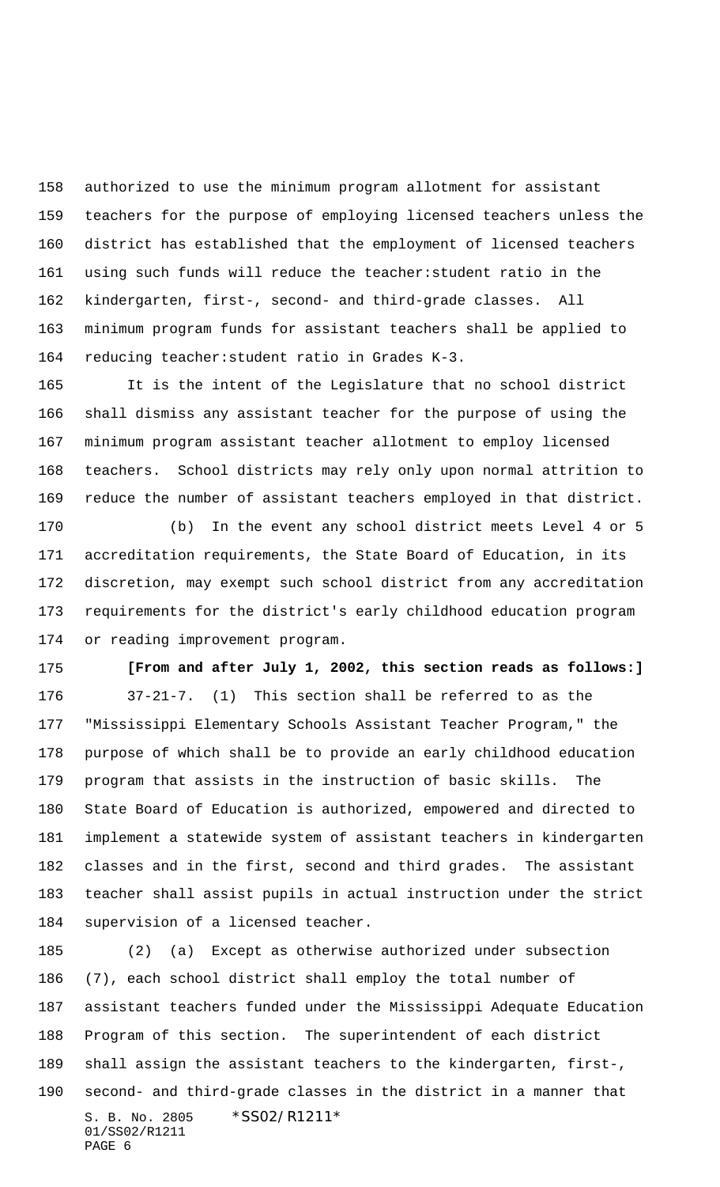authorized to use the minimum program allotment for assistant teachers for the purpose of employing licensed teachers unless the district has established that the employment of licensed teachers using such funds will reduce the teacher:student ratio in the kindergarten, first-, second- and third-grade classes. All minimum program funds for assistant teachers shall be applied to reducing teacher:student ratio in Grades K-3.

It is the intent of the Legislature that no school district shall dismiss any assistant teacher for the purpose of using the minimum program assistant teacher allotment to employ licensed teachers. School districts may rely only upon normal attrition to reduce the number of assistant teachers employed in that district.

(b) In the event any school district meets Level 4 or 5 accreditation requirements, the State Board of Education, in its discretion, may exempt such school district from any accreditation requirements for the district's early childhood education program or reading improvement program.

**[From and after July 1, 2002, this section reads as follows:]**

37-21-7. (1) This section shall be referred to as the "Mississippi Elementary Schools Assistant Teacher Program," the purpose of which shall be to provide an early childhood education program that assists in the instruction of basic skills. The State Board of Education is authorized, empowered and directed to implement a statewide system of assistant teachers in kindergarten classes and in the first, second and third grades. The assistant teacher shall assist pupils in actual instruction under the strict supervision of a licensed teacher.

(2) (a) Except as otherwise authorized under subsection (7), each school district shall employ the total number of assistant teachers funded under the Mississippi Adequate Education Program of this section. The superintendent of each district shall assign the assistant teachers to the kindergarten, first-, second- and third-grade classes in the district in a manner that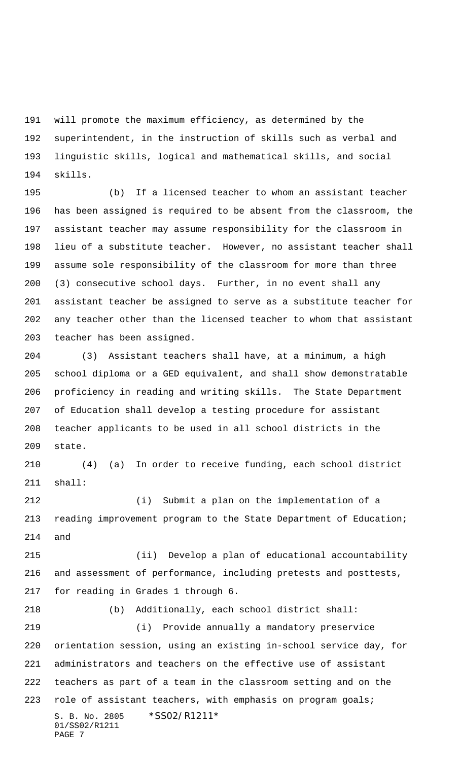will promote the maximum efficiency, as determined by the superintendent, in the instruction of skills such as verbal and linguistic skills, logical and mathematical skills, and social skills.

(b) If a licensed teacher to whom an assistant teacher has been assigned is required to be absent from the classroom, the assistant teacher may assume responsibility for the classroom in lieu of a substitute teacher. However, no assistant teacher shall assume sole responsibility of the classroom for more than three (3) consecutive school days. Further, in no event shall any assistant teacher be assigned to serve as a substitute teacher for any teacher other than the licensed teacher to whom that assistant teacher has been assigned.

(3) Assistant teachers shall have, at a minimum, a high school diploma or a GED equivalent, and shall show demonstratable proficiency in reading and writing skills. The State Department of Education shall develop a testing procedure for assistant teacher applicants to be used in all school districts in the state.

(4) (a) In order to receive funding, each school district shall:

(i) Submit a plan on the implementation of a reading improvement program to the State Department of Education; and

(ii) Develop a plan of educational accountability and assessment of performance, including pretests and posttests, for reading in Grades 1 through 6.

(b) Additionally, each school district shall:

(i) Provide annually a mandatory preservice orientation session, using an existing in-school service day, for administrators and teachers on the effective use of assistant teachers as part of a team in the classroom setting and on the role of assistant teachers, with emphasis on program goals;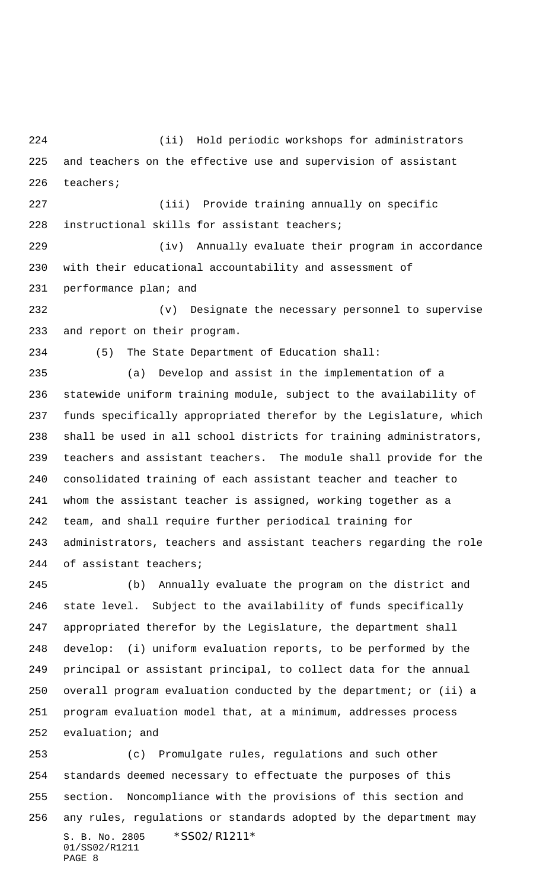(ii) Hold periodic workshops for administrators and teachers on the effective use and supervision of assistant teachers;

(iii) Provide training annually on specific instructional skills for assistant teachers;

(iv) Annually evaluate their program in accordance with their educational accountability and assessment of performance plan; and

(v) Designate the necessary personnel to supervise and report on their program.

(5) The State Department of Education shall:

(a) Develop and assist in the implementation of a statewide uniform training module, subject to the availability of funds specifically appropriated therefor by the Legislature, which shall be used in all school districts for training administrators, teachers and assistant teachers. The module shall provide for the consolidated training of each assistant teacher and teacher to whom the assistant teacher is assigned, working together as a team, and shall require further periodical training for administrators, teachers and assistant teachers regarding the role of assistant teachers;

(b) Annually evaluate the program on the district and state level. Subject to the availability of funds specifically appropriated therefor by the Legislature, the department shall develop: (i) uniform evaluation reports, to be performed by the principal or assistant principal, to collect data for the annual overall program evaluation conducted by the department; or (ii) a program evaluation model that, at a minimum, addresses process evaluation; and

(c) Promulgate rules, regulations and such other standards deemed necessary to effectuate the purposes of this section. Noncompliance with the provisions of this section and any rules, regulations or standards adopted by the department may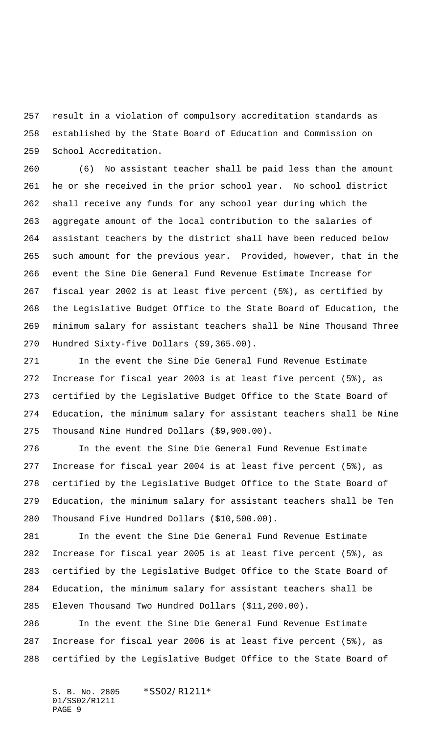result in a violation of compulsory accreditation standards as established by the State Board of Education and Commission on School Accreditation.

(6) No assistant teacher shall be paid less than the amount he or she received in the prior school year. No school district shall receive any funds for any school year during which the aggregate amount of the local contribution to the salaries of assistant teachers by the district shall have been reduced below such amount for the previous year. Provided, however, that in the event the Sine Die General Fund Revenue Estimate Increase for fiscal year 2002 is at least five percent (5%), as certified by the Legislative Budget Office to the State Board of Education, the minimum salary for assistant teachers shall be Nine Thousand Three Hundred Sixty-five Dollars ($9,365.00).

In the event the Sine Die General Fund Revenue Estimate Increase for fiscal year 2003 is at least five percent (5%), as certified by the Legislative Budget Office to the State Board of Education, the minimum salary for assistant teachers shall be Nine Thousand Nine Hundred Dollars ($9,900.00).

In the event the Sine Die General Fund Revenue Estimate Increase for fiscal year 2004 is at least five percent (5%), as certified by the Legislative Budget Office to the State Board of Education, the minimum salary for assistant teachers shall be Ten Thousand Five Hundred Dollars ($10,500.00).

In the event the Sine Die General Fund Revenue Estimate Increase for fiscal year 2005 is at least five percent (5%), as certified by the Legislative Budget Office to the State Board of Education, the minimum salary for assistant teachers shall be Eleven Thousand Two Hundred Dollars ($11,200.00).

In the event the Sine Die General Fund Revenue Estimate Increase for fiscal year 2006 is at least five percent (5%), as certified by the Legislative Budget Office to the State Board of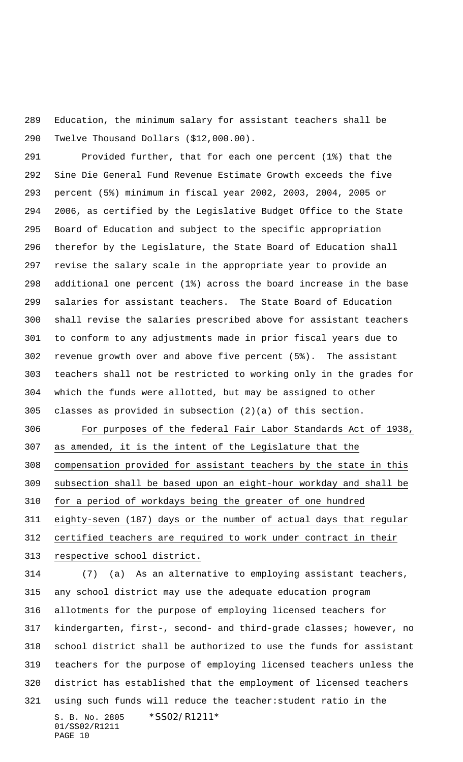Education, the minimum salary for assistant teachers shall be Twelve Thousand Dollars ($12,000.00).

Provided further, that for each one percent (1%) that the Sine Die General Fund Revenue Estimate Growth exceeds the five percent (5%) minimum in fiscal year 2002, 2003, 2004, 2005 or 2006, as certified by the Legislative Budget Office to the State Board of Education and subject to the specific appropriation therefor by the Legislature, the State Board of Education shall revise the salary scale in the appropriate year to provide an additional one percent (1%) across the board increase in the base salaries for assistant teachers. The State Board of Education shall revise the salaries prescribed above for assistant teachers to conform to any adjustments made in prior fiscal years due to revenue growth over and above five percent (5%). The assistant teachers shall not be restricted to working only in the grades for which the funds were allotted, but may be assigned to other classes as provided in subsection (2)(a) of this section.

<u>For purposes of the federal Fair Labor Standards Act of 1938, as amended, it is the intent of the Legislature that the compensation provided for assistant teachers by the state in this subsection shall be based upon an eight-hour workday and shall be for a period of workdays being the greater of one hundred eighty-seven (187) days or the number of actual days that regular certified teachers are required to work under contract in their respective school district.</u>

(7) (a) As an alternative to employing assistant teachers, any school district may use the adequate education program allotments for the purpose of employing licensed teachers for kindergarten, first-, second- and third-grade classes; however, no school district shall be authorized to use the funds for assistant teachers for the purpose of employing licensed teachers unless the district has established that the employment of licensed teachers using such funds will reduce the teacher:student ratio in the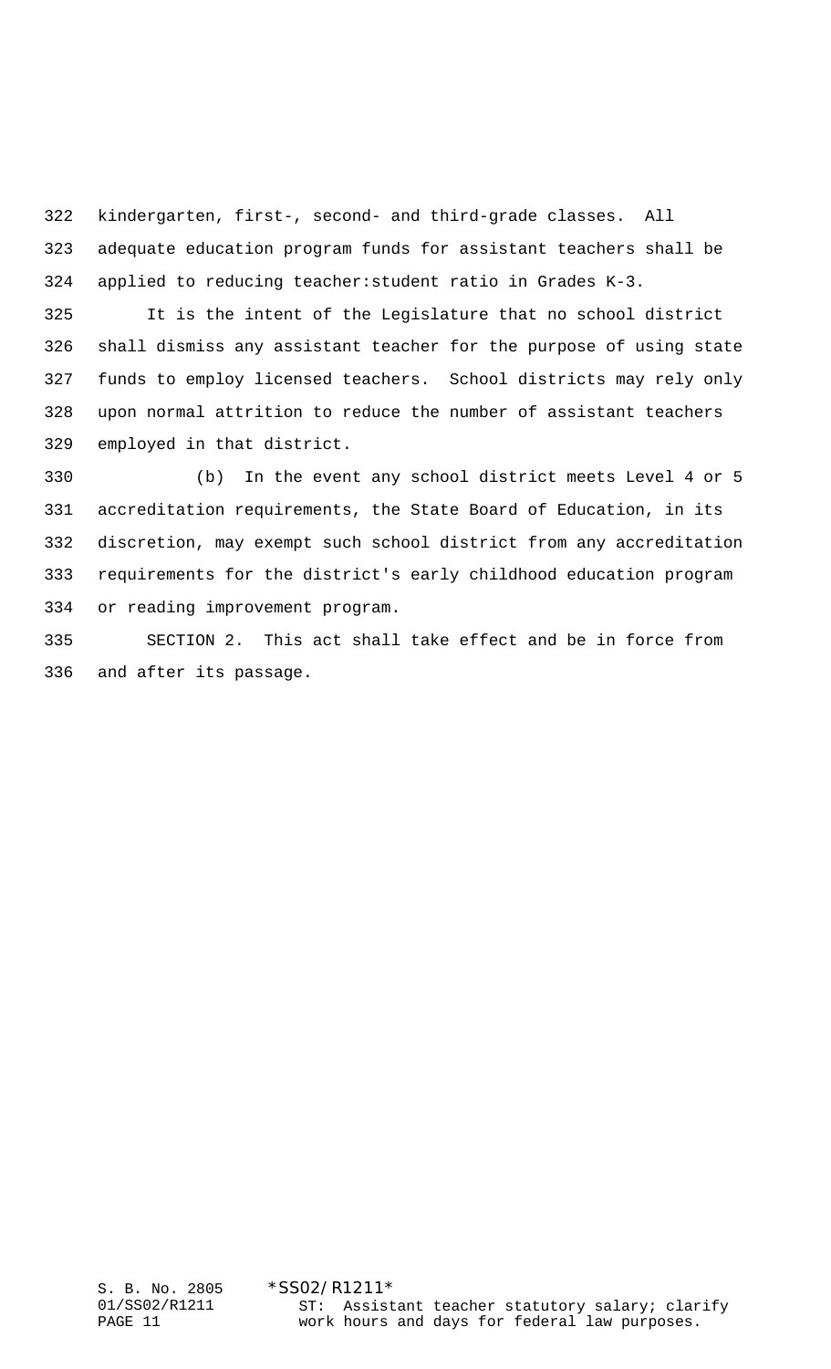kindergarten, first-, second- and third-grade classes. All adequate education program funds for assistant teachers shall be applied to reducing teacher:student ratio in Grades K-3.

It is the intent of the Legislature that no school district shall dismiss any assistant teacher for the purpose of using state funds to employ licensed teachers. School districts may rely only upon normal attrition to reduce the number of assistant teachers employed in that district.

(b) In the event any school district meets Level 4 or 5 accreditation requirements, the State Board of Education, in its discretion, may exempt such school district from any accreditation requirements for the district's early childhood education program or reading improvement program.

SECTION 2. This act shall take effect and be in force from and after its passage.